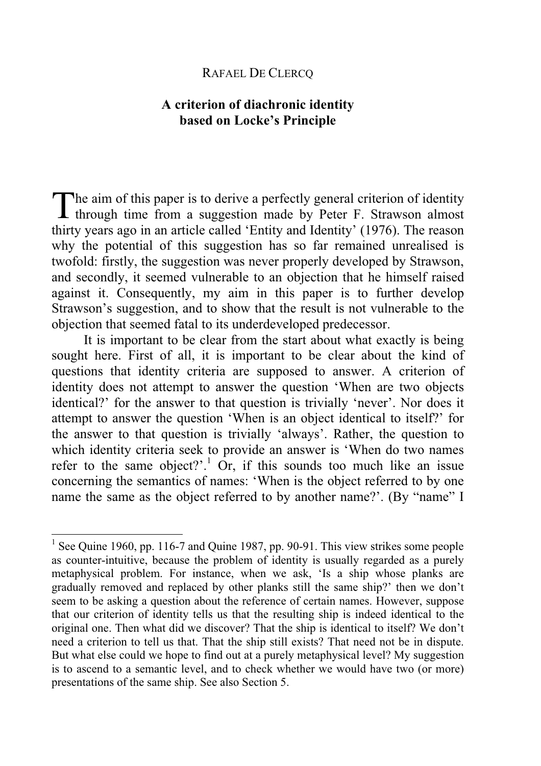RAFAEL DE CLERCQ

# A criterion of diachronic identity based on Locke's Principle

The aim of this paper is to derive a perfectly general criterion of identity through time from a suggestion made by Peter F. Strawson almost thirty years ago in an article called 'Entity and Identity' (1976). The reason why the potential of this suggestion has so far remained unrealised is twofold: firstly, the suggestion was never properly developed by Strawson, and secondly, it seemed vulnerable to an objection that he himself raised against it. Consequently, my aim in this paper is to further develop Strawson's suggestion, and to show that the result is not vulnerable to the objection that seemed fatal to its underdeveloped predecessor.

It is important to be clear from the start about what exactly is being sought here. First of all, it is important to be clear about the kind of questions that identity criteria are supposed to answer. A criterion of identity does not attempt to answer the question 'When are two objects identical?' for the answer to that question is trivially 'never'. Nor does it attempt to answer the question 'When is an object identical to itself?' for the answer to that question is trivially 'always'. Rather, the question to which identity criteria seek to provide an answer is 'When do two names refer to the same object?'.[1] Or, if this sounds too much like an issue concerning the semantics of names: 'When is the object referred to by one name the same as the object referred to by another name?'. (By "name" I

[1] See Quine 1960, pp. 116-7 and Quine 1987, pp. 90-91. This view strikes some people as counter-intuitive, because the problem of identity is usually regarded as a purely metaphysical problem. For instance, when we ask, 'Is a ship whose planks are gradually removed and replaced by other planks still the same ship?' then we don't seem to be asking a question about the reference of certain names. However, suppose that our criterion of identity tells us that the resulting ship is indeed identical to the original one. Then what did we discover? That the ship is identical to itself? We don't need a criterion to tell us that. That the ship still exists? That need not be in dispute. But what else could we hope to find out at a purely metaphysical level? My suggestion is to ascend to a semantic level, and to check whether we would have two (or more) presentations of the same ship. See also Section 5.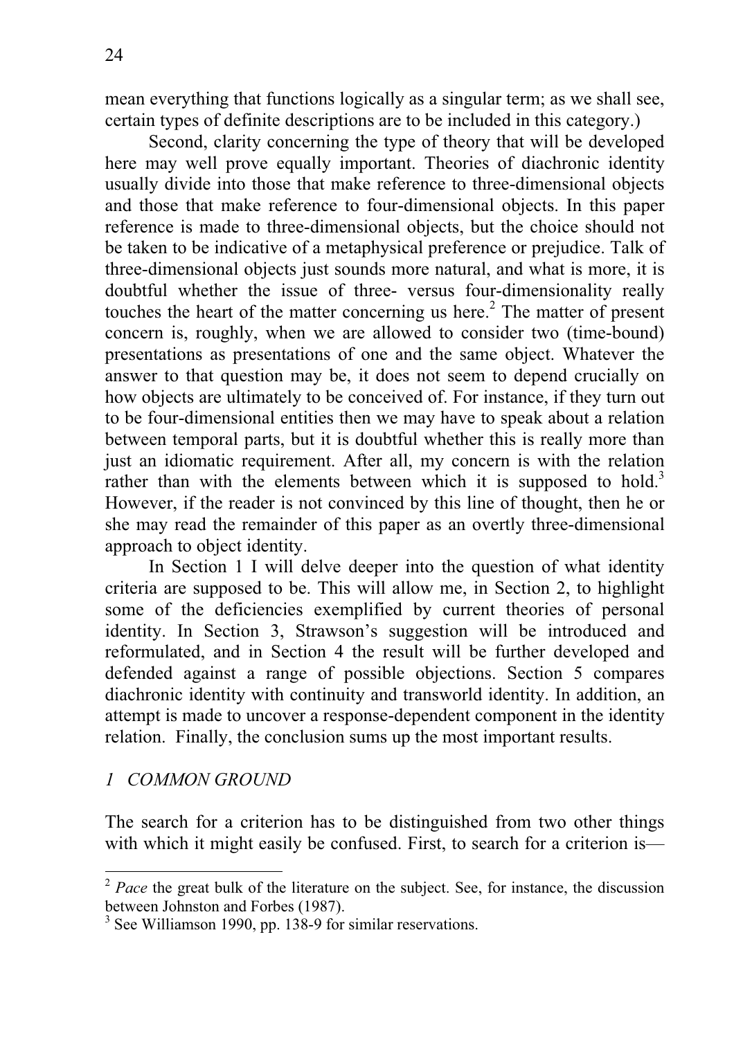mean everything that functions logically as a singular term; as we shall see, certain types of definite descriptions are to be included in this category.)

Second, clarity concerning the type of theory that will be developed here may well prove equally important. Theories of diachronic identity usually divide into those that make reference to three-dimensional objects and those that make reference to four-dimensional objects. In this paper reference is made to three-dimensional objects, but the choice should not be taken to be indicative of a metaphysical preference or prejudice. Talk of three-dimensional objects just sounds more natural, and what is more, it is doubtful whether the issue of three- versus four-dimensionality really touches the heart of the matter concerning us here.[2] The matter of present concern is, roughly, when we are allowed to consider two (time-bound) presentations as presentations of one and the same object. Whatever the answer to that question may be, it does not seem to depend crucially on how objects are ultimately to be conceived of. For instance, if they turn out to be four-dimensional entities then we may have to speak about a relation between temporal parts, but it is doubtful whether this is really more than just an idiomatic requirement. After all, my concern is with the relation rather than with the elements between which it is supposed to hold.[3] However, if the reader is not convinced by this line of thought, then he or she may read the remainder of this paper as an overtly three-dimensional approach to object identity.

In Section 1 I will delve deeper into the question of what identity criteria are supposed to be. This will allow me, in Section 2, to highlight some of the deficiencies exemplified by current theories of personal identity. In Section 3, Strawson's suggestion will be introduced and reformulated, and in Section 4 the result will be further developed and defended against a range of possible objections. Section 5 compares diachronic identity with continuity and transworld identity. In addition, an attempt is made to uncover a response-dependent component in the identity relation. Finally, the conclusion sums up the most important results.

## *1 COMMON GROUND*

The search for a criterion has to be distinguished from two other things with which it might easily be confused. First, to search for a criterion is—

[2] *Pace* the great bulk of the literature on the subject. See, for instance, the discussion between Johnston and Forbes (1987).

[3] See Williamson 1990, pp. 138-9 for similar reservations.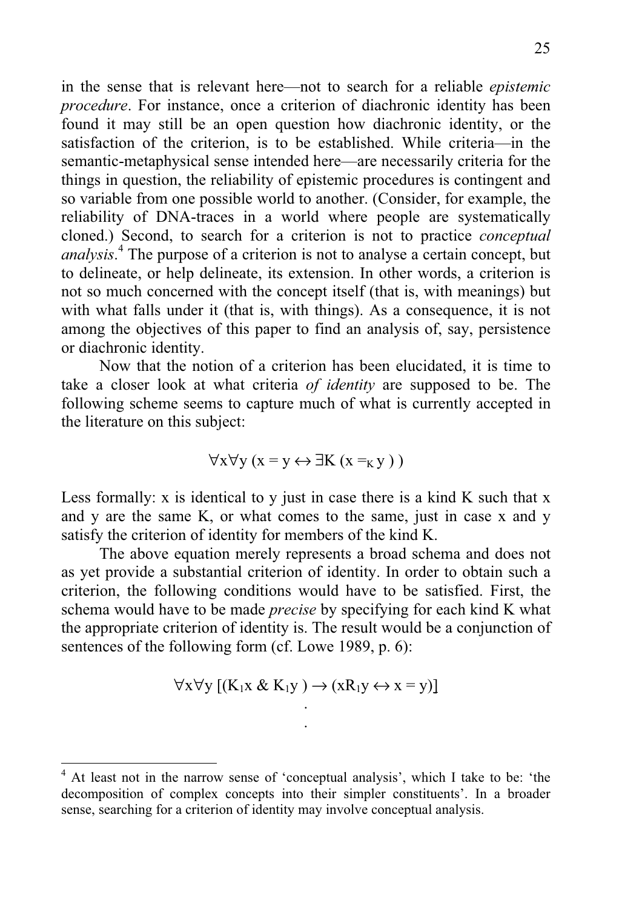in the sense that is relevant here—not to search for a reliable *epistemic procedure*. For instance, once a criterion of diachronic identity has been found it may still be an open question how diachronic identity, or the satisfaction of the criterion, is to be established. While criteria—in the semantic-metaphysical sense intended here—are necessarily criteria for the things in question, the reliability of epistemic procedures is contingent and so variable from one possible world to another. (Consider, for example, the reliability of DNA-traces in a world where people are systematically cloned.) Second, to search for a criterion is not to practice *conceptual analysis*.[4] The purpose of a criterion is not to analyse a certain concept, but to delineate, or help delineate, its extension. In other words, a criterion is not so much concerned with the concept itself (that is, with meanings) but with what falls under it (that is, with things). As a consequence, it is not among the objectives of this paper to find an analysis of, say, persistence or diachronic identity.

Now that the notion of a criterion has been elucidated, it is time to take a closer look at what criteria *of identity* are supposed to be. The following scheme seems to capture much of what is currently accepted in the literature on this subject:

$$\forall x \forall y \, (x = y \leftrightarrow \exists K \, (x =_K y))$$

Less formally: x is identical to y just in case there is a kind K such that x and y are the same K, or what comes to the same, just in case x and y satisfy the criterion of identity for members of the kind K.

The above equation merely represents a broad schema and does not as yet provide a substantial criterion of identity. In order to obtain such a criterion, the following conditions would have to be satisfied. First, the schema would have to be made *precise* by specifying for each kind K what the appropriate criterion of identity is. The result would be a conjunction of sentences of the following form (cf. Lowe 1989, p. 6):

$$\forall x \forall y \, [(K_1 x \ \& \ K_1 y) \rightarrow (x R_1 y \leftrightarrow x = y)]$$

$$\vdots$$

[4] At least not in the narrow sense of 'conceptual analysis', which I take to be: 'the decomposition of complex concepts into their simpler constituents'. In a broader sense, searching for a criterion of identity may involve conceptual analysis.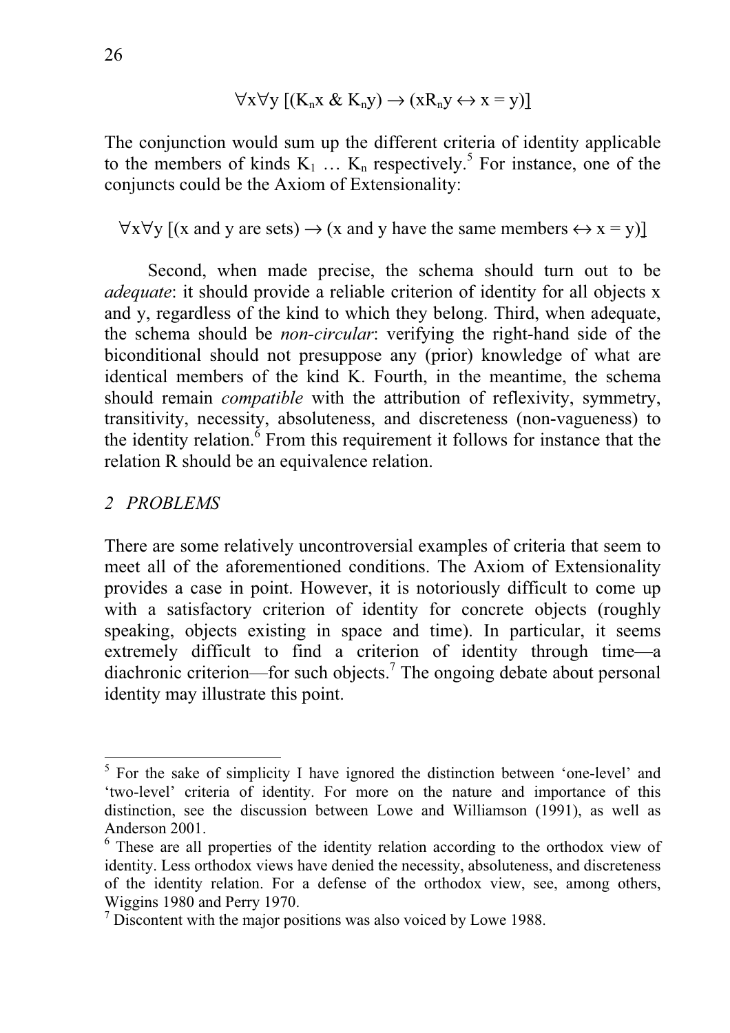$$\forall x \forall y\ [(K_n x\ \&\ K_n y) \rightarrow (x R_n y \leftrightarrow x = y)]$$

The conjunction would sum up the different criteria of identity applicable to the members of kinds $K_1 \ldots K_n$ respectively.[5] For instance, one of the conjuncts could be the Axiom of Extensionality:

$$\forall x \forall y\ [(\text{x and y are sets}) \rightarrow (\text{x and y have the same members} \leftrightarrow x = y)]$$

Second, when made precise, the schema should turn out to be *adequate*: it should provide a reliable criterion of identity for all objects x and y, regardless of the kind to which they belong. Third, when adequate, the schema should be *non-circular*: verifying the right-hand side of the biconditional should not presuppose any (prior) knowledge of what are identical members of the kind K. Fourth, in the meantime, the schema should remain *compatible* with the attribution of reflexivity, symmetry, transitivity, necessity, absoluteness, and discreteness (non-vagueness) to the identity relation.[6] From this requirement it follows for instance that the relation R should be an equivalence relation.

## *2 PROBLEMS*

There are some relatively uncontroversial examples of criteria that seem to meet all of the aforementioned conditions. The Axiom of Extensionality provides a case in point. However, it is notoriously difficult to come up with a satisfactory criterion of identity for concrete objects (roughly speaking, objects existing in space and time). In particular, it seems extremely difficult to find a criterion of identity through time—a diachronic criterion—for such objects.[7] The ongoing debate about personal identity may illustrate this point.

---

[5] For the sake of simplicity I have ignored the distinction between 'one-level' and 'two-level' criteria of identity. For more on the nature and importance of this distinction, see the discussion between Lowe and Williamson (1991), as well as Anderson 2001.

[6] These are all properties of the identity relation according to the orthodox view of identity. Less orthodox views have denied the necessity, absoluteness, and discreteness of the identity relation. For a defense of the orthodox view, see, among others, Wiggins 1980 and Perry 1970.

[7] Discontent with the major positions was also voiced by Lowe 1988.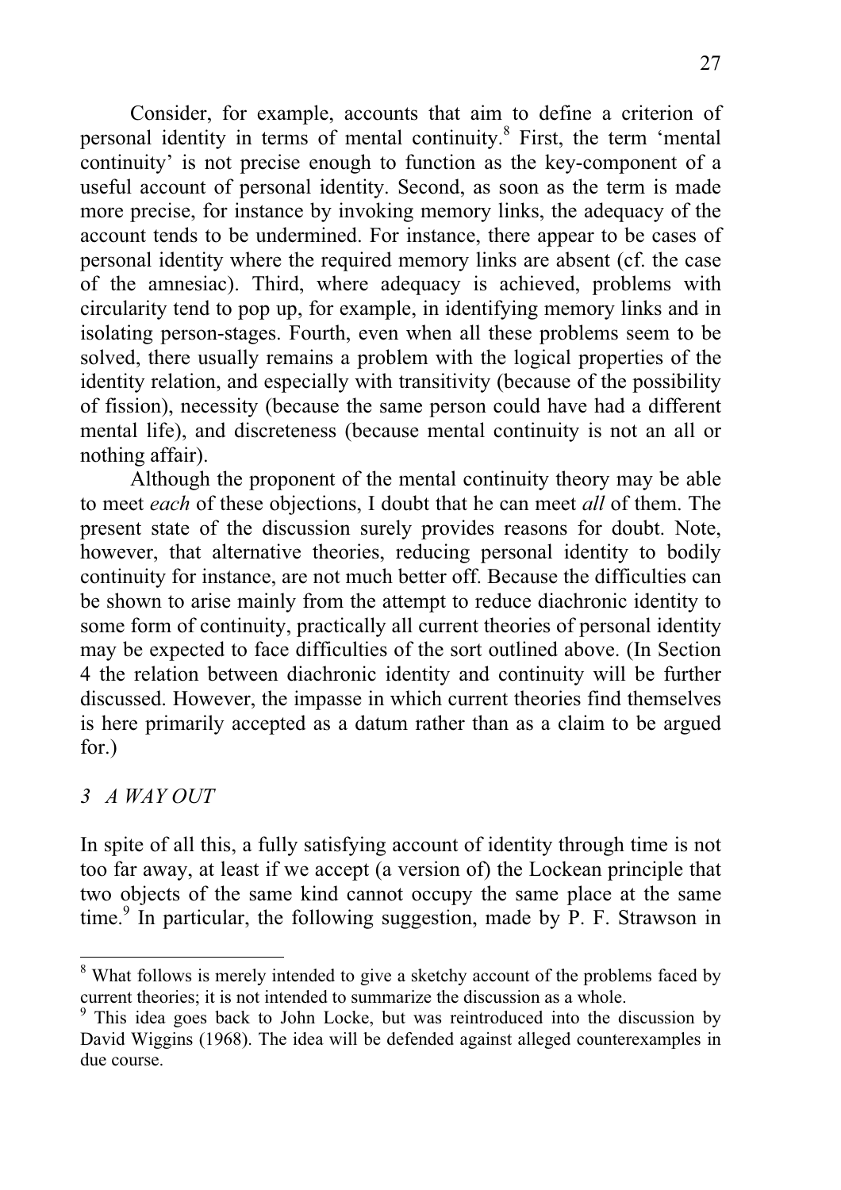Consider, for example, accounts that aim to define a criterion of personal identity in terms of mental continuity.[8] First, the term 'mental continuity' is not precise enough to function as the key-component of a useful account of personal identity. Second, as soon as the term is made more precise, for instance by invoking memory links, the adequacy of the account tends to be undermined. For instance, there appear to be cases of personal identity where the required memory links are absent (cf. the case of the amnesiac). Third, where adequacy is achieved, problems with circularity tend to pop up, for example, in identifying memory links and in isolating person-stages. Fourth, even when all these problems seem to be solved, there usually remains a problem with the logical properties of the identity relation, and especially with transitivity (because of the possibility of fission), necessity (because the same person could have had a different mental life), and discreteness (because mental continuity is not an all or nothing affair).

Although the proponent of the mental continuity theory may be able to meet *each* of these objections, I doubt that he can meet *all* of them. The present state of the discussion surely provides reasons for doubt. Note, however, that alternative theories, reducing personal identity to bodily continuity for instance, are not much better off. Because the difficulties can be shown to arise mainly from the attempt to reduce diachronic identity to some form of continuity, practically all current theories of personal identity may be expected to face difficulties of the sort outlined above. (In Section 4 the relation between diachronic identity and continuity will be further discussed. However, the impasse in which current theories find themselves is here primarily accepted as a datum rather than as a claim to be argued for.)

## *3 A WAY OUT*

In spite of all this, a fully satisfying account of identity through time is not too far away, at least if we accept (a version of) the Lockean principle that two objects of the same kind cannot occupy the same place at the same time.[9] In particular, the following suggestion, made by P. F. Strawson in

---

[8] What follows is merely intended to give a sketchy account of the problems faced by current theories; it is not intended to summarize the discussion as a whole.

[9] This idea goes back to John Locke, but was reintroduced into the discussion by David Wiggins (1968). The idea will be defended against alleged counterexamples in due course.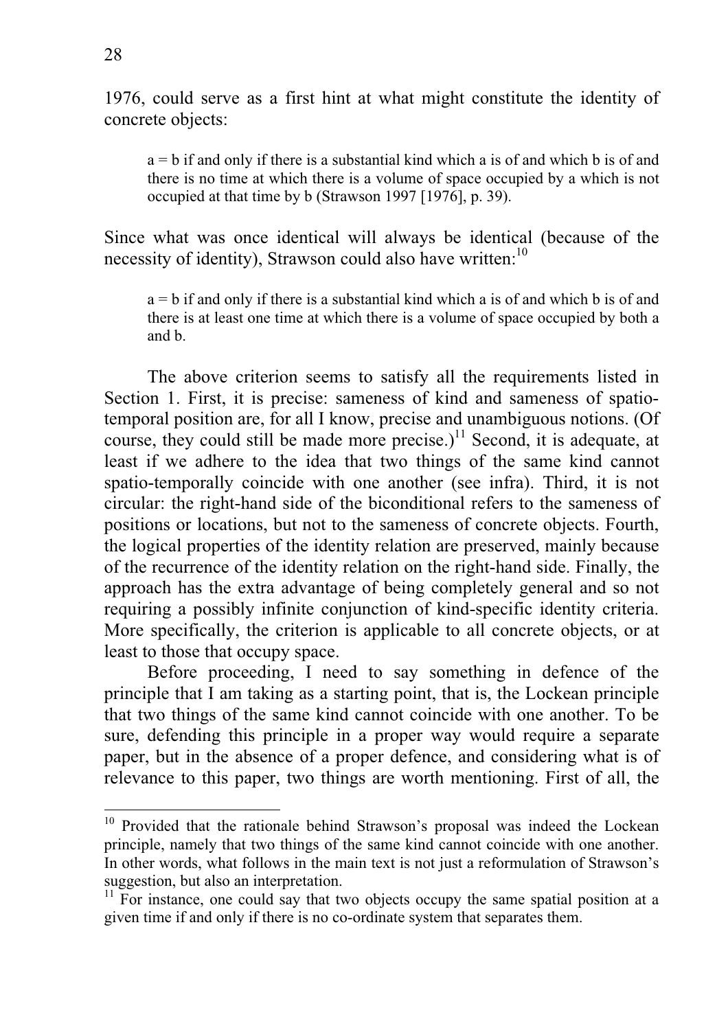1976, could serve as a first hint at what might constitute the identity of concrete objects:

> a = b if and only if there is a substantial kind which a is of and which b is of and there is no time at which there is a volume of space occupied by a which is not occupied at that time by b (Strawson 1997 [1976], p. 39).

Since what was once identical will always be identical (because of the necessity of identity), Strawson could also have written:[10]

> a = b if and only if there is a substantial kind which a is of and which b is of and there is at least one time at which there is a volume of space occupied by both a and b.

The above criterion seems to satisfy all the requirements listed in Section 1. First, it is precise: sameness of kind and sameness of spatio-temporal position are, for all I know, precise and unambiguous notions. (Of course, they could still be made more precise.)[11] Second, it is adequate, at least if we adhere to the idea that two things of the same kind cannot spatio-temporally coincide with one another (see infra). Third, it is not circular: the right-hand side of the biconditional refers to the sameness of positions or locations, but not to the sameness of concrete objects. Fourth, the logical properties of the identity relation are preserved, mainly because of the recurrence of the identity relation on the right-hand side. Finally, the approach has the extra advantage of being completely general and so not requiring a possibly infinite conjunction of kind-specific identity criteria. More specifically, the criterion is applicable to all concrete objects, or at least to those that occupy space.

Before proceeding, I need to say something in defence of the principle that I am taking as a starting point, that is, the Lockean principle that two things of the same kind cannot coincide with one another. To be sure, defending this principle in a proper way would require a separate paper, but in the absence of a proper defence, and considering what is of relevance to this paper, two things are worth mentioning. First of all, the

---

[10] Provided that the rationale behind Strawson's proposal was indeed the Lockean principle, namely that two things of the same kind cannot coincide with one another. In other words, what follows in the main text is not just a reformulation of Strawson's suggestion, but also an interpretation.

[11] For instance, one could say that two objects occupy the same spatial position at a given time if and only if there is no co-ordinate system that separates them.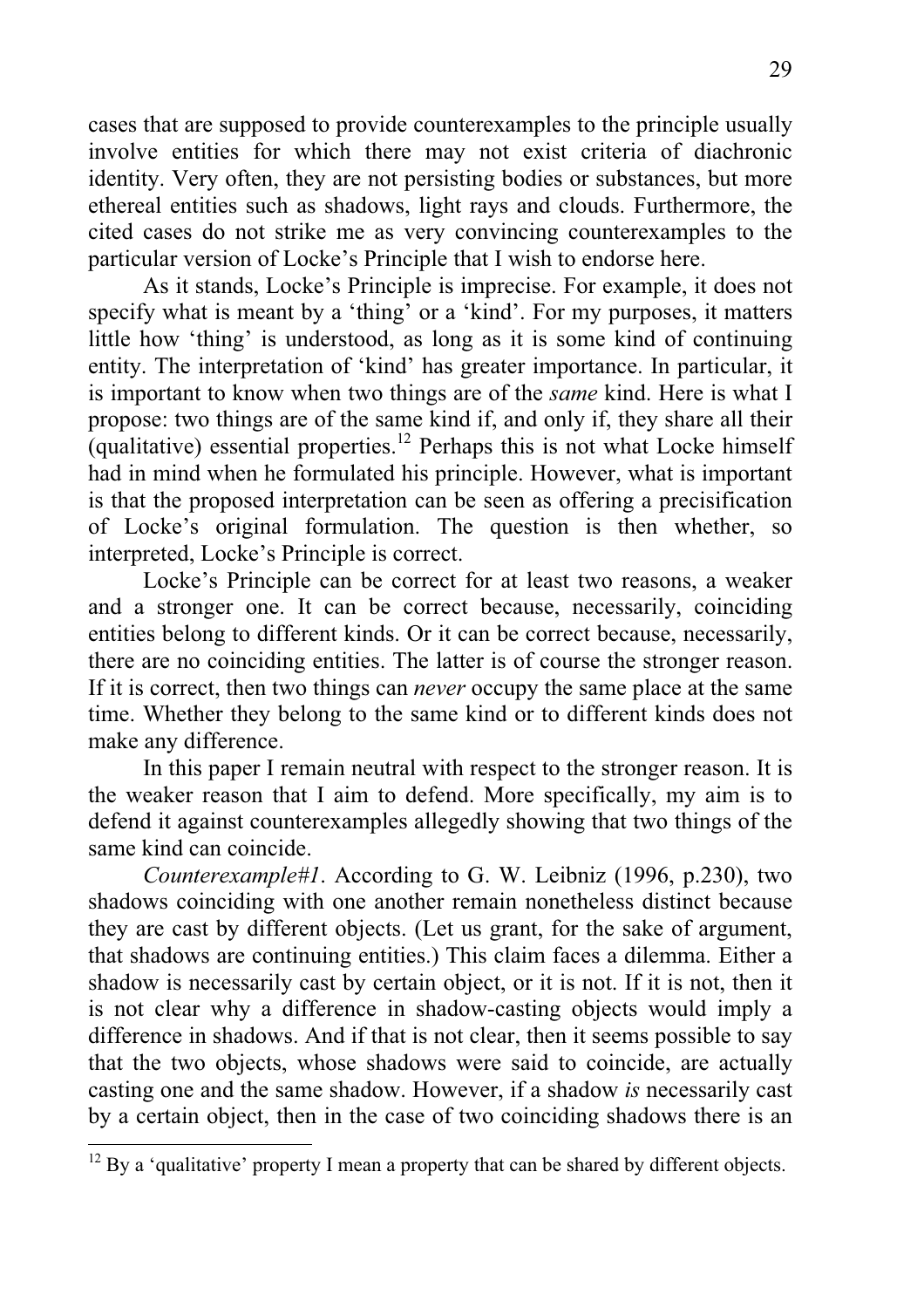cases that are supposed to provide counterexamples to the principle usually involve entities for which there may not exist criteria of diachronic identity. Very often, they are not persisting bodies or substances, but more ethereal entities such as shadows, light rays and clouds. Furthermore, the cited cases do not strike me as very convincing counterexamples to the particular version of Locke's Principle that I wish to endorse here.

As it stands, Locke's Principle is imprecise. For example, it does not specify what is meant by a 'thing' or a 'kind'. For my purposes, it matters little how 'thing' is understood, as long as it is some kind of continuing entity. The interpretation of 'kind' has greater importance. In particular, it is important to know when two things are of the *same* kind. Here is what I propose: two things are of the same kind if, and only if, they share all their (qualitative) essential properties.[12] Perhaps this is not what Locke himself had in mind when he formulated his principle. However, what is important is that the proposed interpretation can be seen as offering a precisification of Locke's original formulation. The question is then whether, so interpreted, Locke's Principle is correct.

Locke's Principle can be correct for at least two reasons, a weaker and a stronger one. It can be correct because, necessarily, coinciding entities belong to different kinds. Or it can be correct because, necessarily, there are no coinciding entities. The latter is of course the stronger reason. If it is correct, then two things can *never* occupy the same place at the same time. Whether they belong to the same kind or to different kinds does not make any difference.

In this paper I remain neutral with respect to the stronger reason. It is the weaker reason that I aim to defend. More specifically, my aim is to defend it against counterexamples allegedly showing that two things of the same kind can coincide.

*Counterexample#1*. According to G. W. Leibniz (1996, p.230), two shadows coinciding with one another remain nonetheless distinct because they are cast by different objects. (Let us grant, for the sake of argument, that shadows are continuing entities.) This claim faces a dilemma. Either a shadow is necessarily cast by certain object, or it is not. If it is not, then it is not clear why a difference in shadow-casting objects would imply a difference in shadows. And if that is not clear, then it seems possible to say that the two objects, whose shadows were said to coincide, are actually casting one and the same shadow. However, if a shadow *is* necessarily cast by a certain object, then in the case of two coinciding shadows there is an

[12] By a 'qualitative' property I mean a property that can be shared by different objects.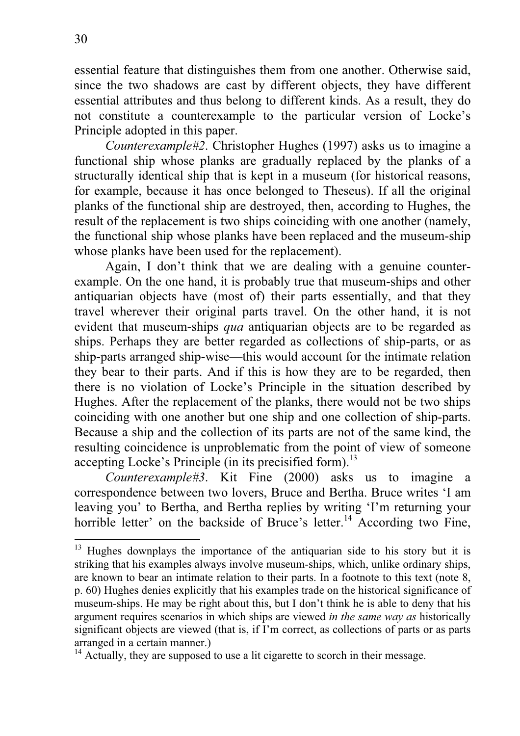essential feature that distinguishes them from one another. Otherwise said, since the two shadows are cast by different objects, they have different essential attributes and thus belong to different kinds. As a result, they do not constitute a counterexample to the particular version of Locke's Principle adopted in this paper.

*Counterexample#2*. Christopher Hughes (1997) asks us to imagine a functional ship whose planks are gradually replaced by the planks of a structurally identical ship that is kept in a museum (for historical reasons, for example, because it has once belonged to Theseus). If all the original planks of the functional ship are destroyed, then, according to Hughes, the result of the replacement is two ships coinciding with one another (namely, the functional ship whose planks have been replaced and the museum-ship whose planks have been used for the replacement).

Again, I don't think that we are dealing with a genuine counter-example. On the one hand, it is probably true that museum-ships and other antiquarian objects have (most of) their parts essentially, and that they travel wherever their original parts travel. On the other hand, it is not evident that museum-ships *qua* antiquarian objects are to be regarded as ships. Perhaps they are better regarded as collections of ship-parts, or as ship-parts arranged ship-wise—this would account for the intimate relation they bear to their parts. And if this is how they are to be regarded, then there is no violation of Locke's Principle in the situation described by Hughes. After the replacement of the planks, there would not be two ships coinciding with one another but one ship and one collection of ship-parts. Because a ship and the collection of its parts are not of the same kind, the resulting coincidence is unproblematic from the point of view of someone accepting Locke's Principle (in its precisified form).[13]

*Counterexample#3*. Kit Fine (2000) asks us to imagine a correspondence between two lovers, Bruce and Bertha. Bruce writes 'I am leaving you' to Bertha, and Bertha replies by writing 'I'm returning your horrible letter' on the backside of Bruce's letter.[14] According two Fine,

---

[13] Hughes downplays the importance of the antiquarian side to his story but it is striking that his examples always involve museum-ships, which, unlike ordinary ships, are known to bear an intimate relation to their parts. In a footnote to this text (note 8, p. 60) Hughes denies explicitly that his examples trade on the historical significance of museum-ships. He may be right about this, but I don't think he is able to deny that his argument requires scenarios in which ships are viewed *in the same way as* historically significant objects are viewed (that is, if I'm correct, as collections of parts or as parts arranged in a certain manner.)

[14] Actually, they are supposed to use a lit cigarette to scorch in their message.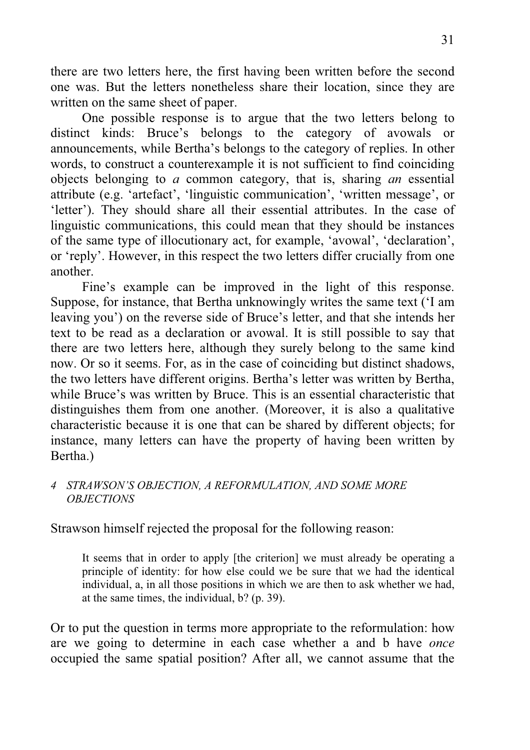there are two letters here, the first having been written before the second one was. But the letters nonetheless share their location, since they are written on the same sheet of paper.

One possible response is to argue that the two letters belong to distinct kinds: Bruce's belongs to the category of avowals or announcements, while Bertha's belongs to the category of replies. In other words, to construct a counterexample it is not sufficient to find coinciding objects belonging to *a* common category, that is, sharing *an* essential attribute (e.g. 'artefact', 'linguistic communication', 'written message', or 'letter'). They should share all their essential attributes. In the case of linguistic communications, this could mean that they should be instances of the same type of illocutionary act, for example, 'avowal', 'declaration', or 'reply'. However, in this respect the two letters differ crucially from one another.

Fine's example can be improved in the light of this response. Suppose, for instance, that Bertha unknowingly writes the same text ('I am leaving you') on the reverse side of Bruce's letter, and that she intends her text to be read as a declaration or avowal. It is still possible to say that there are two letters here, although they surely belong to the same kind now. Or so it seems. For, as in the case of coinciding but distinct shadows, the two letters have different origins. Bertha's letter was written by Bertha, while Bruce's was written by Bruce. This is an essential characteristic that distinguishes them from one another. (Moreover, it is also a qualitative characteristic because it is one that can be shared by different objects; for instance, many letters can have the property of having been written by Bertha.)

## *4 STRAWSON'S OBJECTION, A REFORMULATION, AND SOME MORE OBJECTIONS*

Strawson himself rejected the proposal for the following reason:

> It seems that in order to apply [the criterion] we must already be operating a principle of identity: for how else could we be sure that we had the identical individual, a, in all those positions in which we are then to ask whether we had, at the same times, the individual, b? (p. 39).

Or to put the question in terms more appropriate to the reformulation: how are we going to determine in each case whether a and b have *once* occupied the same spatial position? After all, we cannot assume that the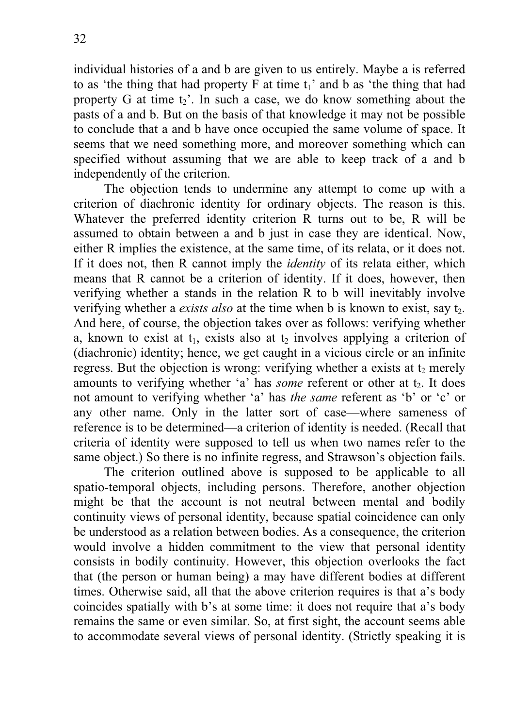individual histories of a and b are given to us entirely. Maybe a is referred to as ‘the thing that had property F at time $t_1$’ and b as ‘the thing that had property G at time $t_2$’. In such a case, we do know something about the pasts of a and b. But on the basis of that knowledge it may not be possible to conclude that a and b have once occupied the same volume of space. It seems that we need something more, and moreover something which can specified without assuming that we are able to keep track of a and b independently of the criterion.

The objection tends to undermine any attempt to come up with a criterion of diachronic identity for ordinary objects. The reason is this. Whatever the preferred identity criterion R turns out to be, R will be assumed to obtain between a and b just in case they are identical. Now, either R implies the existence, at the same time, of its relata, or it does not. If it does not, then R cannot imply the *identity* of its relata either, which means that R cannot be a criterion of identity. If it does, however, then verifying whether a stands in the relation R to b will inevitably involve verifying whether a *exists also* at the time when b is known to exist, say $t_2$. And here, of course, the objection takes over as follows: verifying whether a, known to exist at $t_1$, exists also at $t_2$ involves applying a criterion of (diachronic) identity; hence, we get caught in a vicious circle or an infinite regress. But the objection is wrong: verifying whether a exists at $t_2$ merely amounts to verifying whether ‘a’ has *some* referent or other at $t_2$. It does not amount to verifying whether ‘a’ has *the same* referent as ‘b’ or ‘c’ or any other name. Only in the latter sort of case—where sameness of reference is to be determined—a criterion of identity is needed. (Recall that criteria of identity were supposed to tell us when two names refer to the same object.) So there is no infinite regress, and Strawson’s objection fails.

The criterion outlined above is supposed to be applicable to all spatio-temporal objects, including persons. Therefore, another objection might be that the account is not neutral between mental and bodily continuity views of personal identity, because spatial coincidence can only be understood as a relation between bodies. As a consequence, the criterion would involve a hidden commitment to the view that personal identity consists in bodily continuity. However, this objection overlooks the fact that (the person or human being) a may have different bodies at different times. Otherwise said, all that the above criterion requires is that a’s body coincides spatially with b’s at some time: it does not require that a’s body remains the same or even similar. So, at first sight, the account seems able to accommodate several views of personal identity. (Strictly speaking it is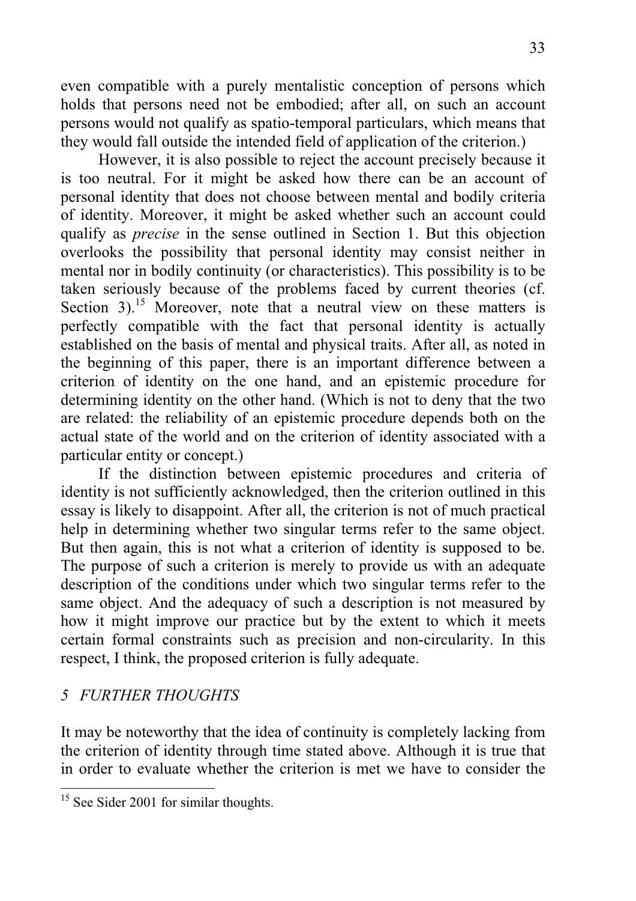even compatible with a purely mentalistic conception of persons which holds that persons need not be embodied; after all, on such an account persons would not qualify as spatio-temporal particulars, which means that they would fall outside the intended field of application of the criterion.)

However, it is also possible to reject the account precisely because it is too neutral. For it might be asked how there can be an account of personal identity that does not choose between mental and bodily criteria of identity. Moreover, it might be asked whether such an account could qualify as *precise* in the sense outlined in Section 1. But this objection overlooks the possibility that personal identity may consist neither in mental nor in bodily continuity (or characteristics). This possibility is to be taken seriously because of the problems faced by current theories (cf. Section 3).[15] Moreover, note that a neutral view on these matters is perfectly compatible with the fact that personal identity is actually established on the basis of mental and physical traits. After all, as noted in the beginning of this paper, there is an important difference between a criterion of identity on the one hand, and an epistemic procedure for determining identity on the other hand. (Which is not to deny that the two are related: the reliability of an epistemic procedure depends both on the actual state of the world and on the criterion of identity associated with a particular entity or concept.)

If the distinction between epistemic procedures and criteria of identity is not sufficiently acknowledged, then the criterion outlined in this essay is likely to disappoint. After all, the criterion is not of much practical help in determining whether two singular terms refer to the same object. But then again, this is not what a criterion of identity is supposed to be. The purpose of such a criterion is merely to provide us with an adequate description of the conditions under which two singular terms refer to the same object. And the adequacy of such a description is not measured by how it might improve our practice but by the extent to which it meets certain formal constraints such as precision and non-circularity. In this respect, I think, the proposed criterion is fully adequate.

## *5 FURTHER THOUGHTS*

It may be noteworthy that the idea of continuity is completely lacking from the criterion of identity through time stated above. Although it is true that in order to evaluate whether the criterion is met we have to consider the

---

[15] See Sider 2001 for similar thoughts.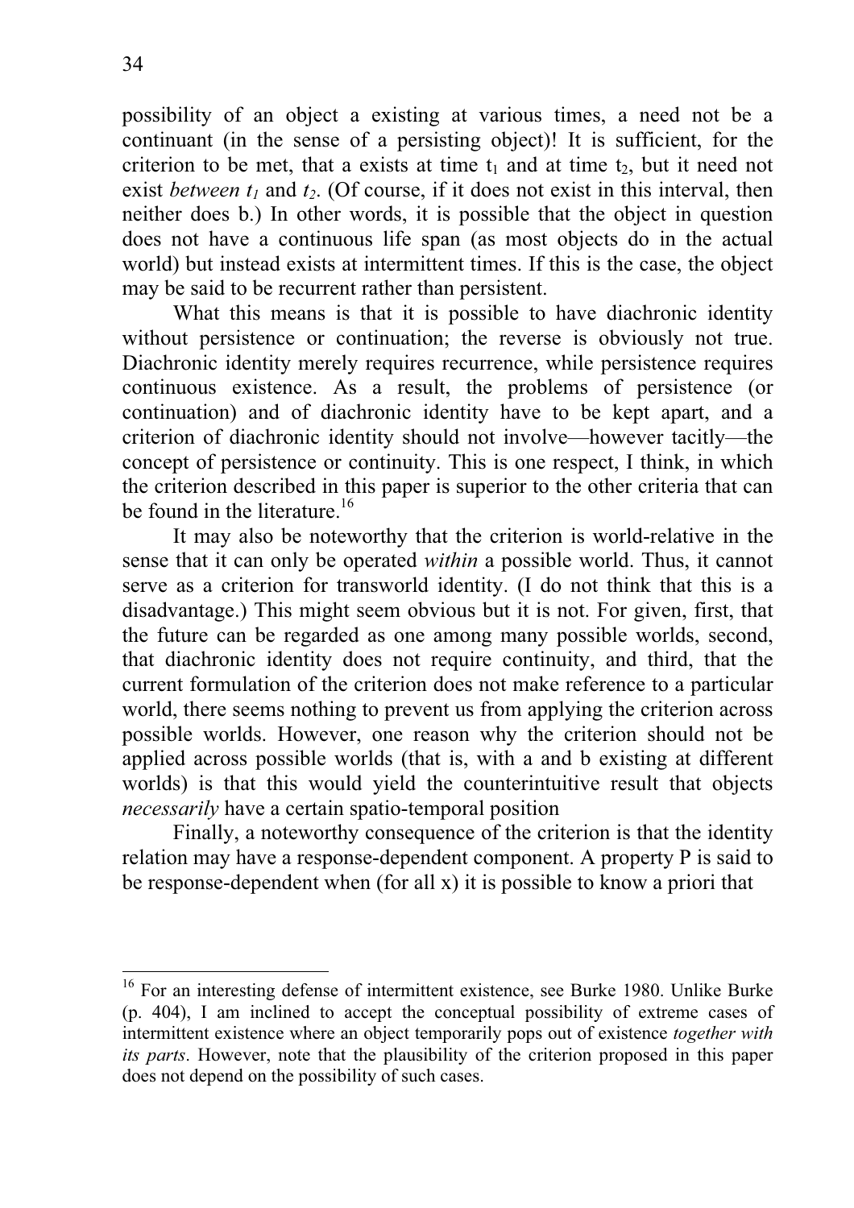possibility of an object a existing at various times, a need not be a continuant (in the sense of a persisting object)! It is sufficient, for the criterion to be met, that a exists at time $t_1$ and at time $t_2$, but it need not exist *between* $t_1$ and $t_2$. (Of course, if it does not exist in this interval, then neither does b.) In other words, it is possible that the object in question does not have a continuous life span (as most objects do in the actual world) but instead exists at intermittent times. If this is the case, the object may be said to be recurrent rather than persistent.

What this means is that it is possible to have diachronic identity without persistence or continuation; the reverse is obviously not true. Diachronic identity merely requires recurrence, while persistence requires continuous existence. As a result, the problems of persistence (or continuation) and of diachronic identity have to be kept apart, and a criterion of diachronic identity should not involve—however tacitly—the concept of persistence or continuity. This is one respect, I think, in which the criterion described in this paper is superior to the other criteria that can be found in the literature.[16]

It may also be noteworthy that the criterion is world-relative in the sense that it can only be operated *within* a possible world. Thus, it cannot serve as a criterion for transworld identity. (I do not think that this is a disadvantage.) This might seem obvious but it is not. For given, first, that the future can be regarded as one among many possible worlds, second, that diachronic identity does not require continuity, and third, that the current formulation of the criterion does not make reference to a particular world, there seems nothing to prevent us from applying the criterion across possible worlds. However, one reason why the criterion should not be applied across possible worlds (that is, with a and b existing at different worlds) is that this would yield the counterintuitive result that objects *necessarily* have a certain spatio-temporal position

Finally, a noteworthy consequence of the criterion is that the identity relation may have a response-dependent component. A property P is said to be response-dependent when (for all x) it is possible to know a priori that

---

[16] For an interesting defense of intermittent existence, see Burke 1980. Unlike Burke (p. 404), I am inclined to accept the conceptual possibility of extreme cases of intermittent existence where an object temporarily pops out of existence *together with its parts*. However, note that the plausibility of the criterion proposed in this paper does not depend on the possibility of such cases.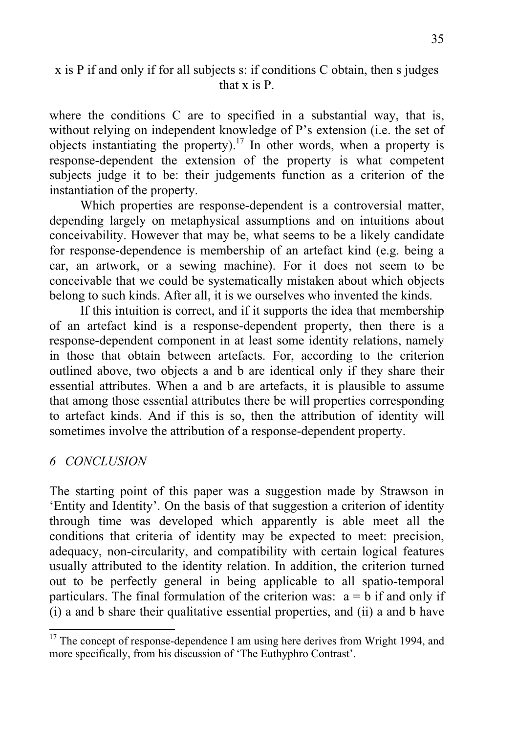x is P if and only if for all subjects s: if conditions C obtain, then s judges that x is P.

where the conditions C are to specified in a substantial way, that is, without relying on independent knowledge of P's extension (i.e. the set of objects instantiating the property).[17] In other words, when a property is response-dependent the extension of the property is what competent subjects judge it to be: their judgements function as a criterion of the instantiation of the property.

Which properties are response-dependent is a controversial matter, depending largely on metaphysical assumptions and on intuitions about conceivability. However that may be, what seems to be a likely candidate for response-dependence is membership of an artefact kind (e.g. being a car, an artwork, or a sewing machine). For it does not seem to be conceivable that we could be systematically mistaken about which objects belong to such kinds. After all, it is we ourselves who invented the kinds.

If this intuition is correct, and if it supports the idea that membership of an artefact kind is a response-dependent property, then there is a response-dependent component in at least some identity relations, namely in those that obtain between artefacts. For, according to the criterion outlined above, two objects a and b are identical only if they share their essential attributes. When a and b are artefacts, it is plausible to assume that among those essential attributes there be will properties corresponding to artefact kinds. And if this is so, then the attribution of identity will sometimes involve the attribution of a response-dependent property.

## *6 CONCLUSION*

The starting point of this paper was a suggestion made by Strawson in 'Entity and Identity'. On the basis of that suggestion a criterion of identity through time was developed which apparently is able meet all the conditions that criteria of identity may be expected to meet: precision, adequacy, non-circularity, and compatibility with certain logical features usually attributed to the identity relation. In addition, the criterion turned out to be perfectly general in being applicable to all spatio-temporal particulars. The final formulation of the criterion was: a = b if and only if (i) a and b share their qualitative essential properties, and (ii) a and b have

[17] The concept of response-dependence I am using here derives from Wright 1994, and more specifically, from his discussion of 'The Euthyphro Contrast'.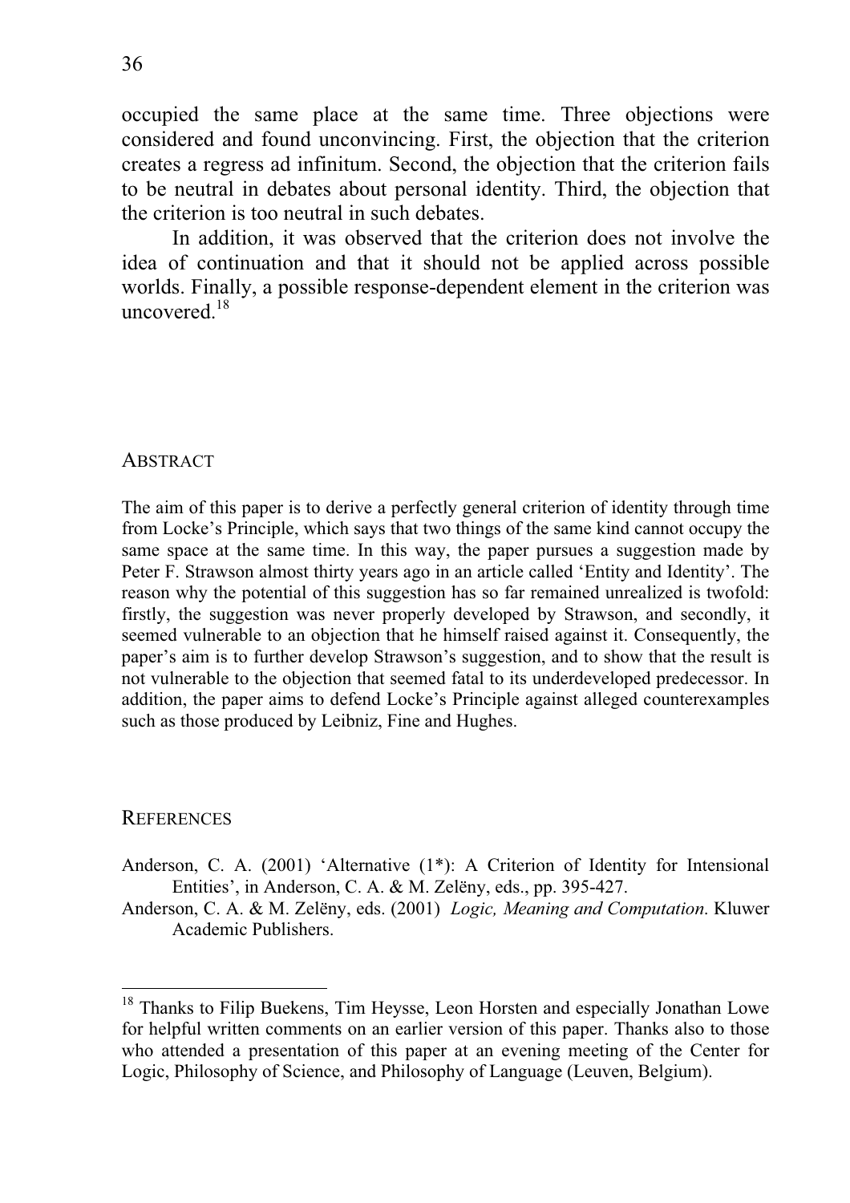occupied the same place at the same time. Three objections were considered and found unconvincing. First, the objection that the criterion creates a regress ad infinitum. Second, the objection that the criterion fails to be neutral in debates about personal identity. Third, the objection that the criterion is too neutral in such debates.

In addition, it was observed that the criterion does not involve the idea of continuation and that it should not be applied across possible worlds. Finally, a possible response-dependent element in the criterion was uncovered.[18]

## Abstract

The aim of this paper is to derive a perfectly general criterion of identity through time from Locke's Principle, which says that two things of the same kind cannot occupy the same space at the same time. In this way, the paper pursues a suggestion made by Peter F. Strawson almost thirty years ago in an article called 'Entity and Identity'. The reason why the potential of this suggestion has so far remained unrealized is twofold: firstly, the suggestion was never properly developed by Strawson, and secondly, it seemed vulnerable to an objection that he himself raised against it. Consequently, the paper's aim is to further develop Strawson's suggestion, and to show that the result is not vulnerable to the objection that seemed fatal to its underdeveloped predecessor. In addition, the paper aims to defend Locke's Principle against alleged counterexamples such as those produced by Leibniz, Fine and Hughes.

## References

Anderson, C. A. (2001) 'Alternative (1*): A Criterion of Identity for Intensional Entities', in Anderson, C. A. & M. Zelëny, eds., pp. 395-427.

Anderson, C. A. & M. Zelëny, eds. (2001) *Logic, Meaning and Computation*. Kluwer Academic Publishers.

---

[18] Thanks to Filip Buekens, Tim Heysse, Leon Horsten and especially Jonathan Lowe for helpful written comments on an earlier version of this paper. Thanks also to those who attended a presentation of this paper at an evening meeting of the Center for Logic, Philosophy of Science, and Philosophy of Language (Leuven, Belgium).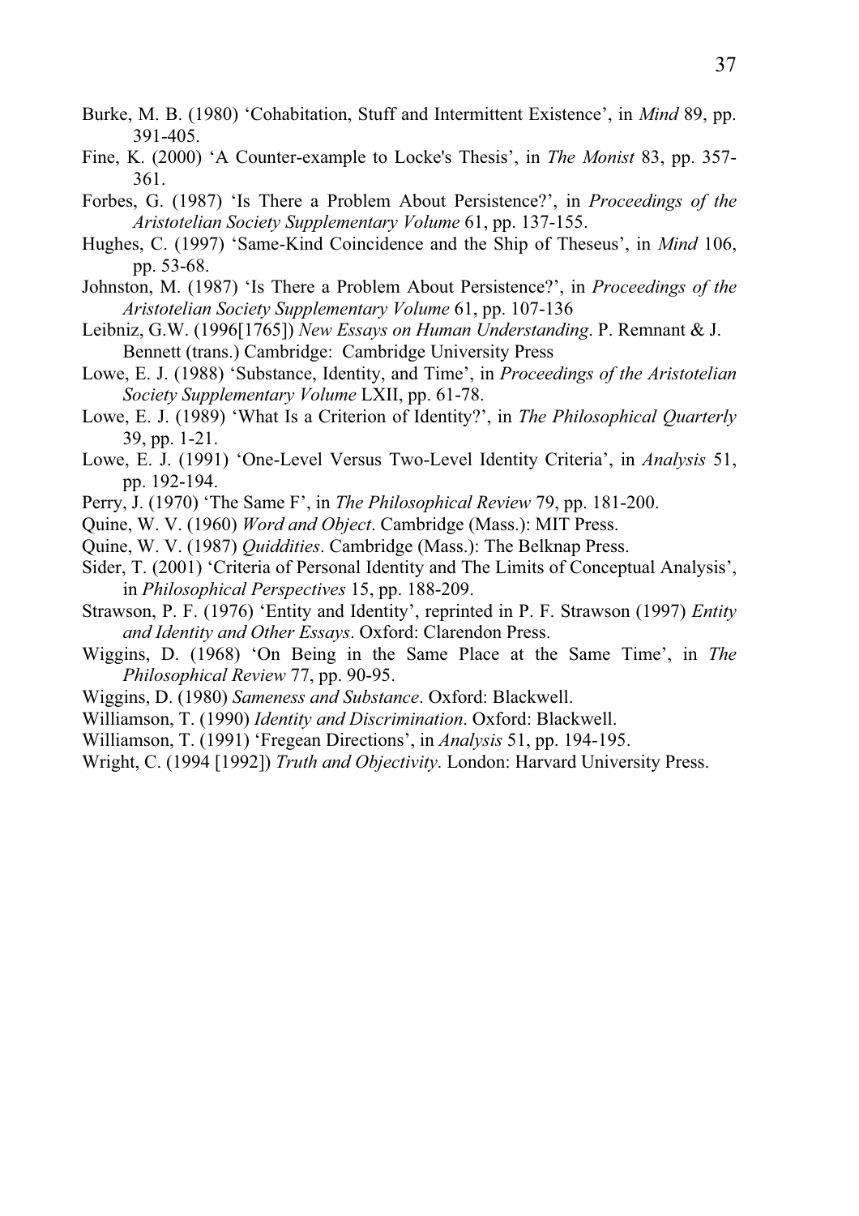Burke, M. B. (1980) 'Cohabitation, Stuff and Intermittent Existence', in *Mind* 89, pp. 391-405.

Fine, K. (2000) 'A Counter-example to Locke's Thesis', in *The Monist* 83, pp. 357-361.

Forbes, G. (1987) 'Is There a Problem About Persistence?', in *Proceedings of the Aristotelian Society Supplementary Volume* 61, pp. 137-155.

Hughes, C. (1997) 'Same-Kind Coincidence and the Ship of Theseus', in *Mind* 106, pp. 53-68.

Johnston, M. (1987) 'Is There a Problem About Persistence?', in *Proceedings of the Aristotelian Society Supplementary Volume* 61, pp. 107-136

Leibniz, G.W. (1996[1765]) *New Essays on Human Understanding*. P. Remnant & J. Bennett (trans.) Cambridge: Cambridge University Press

Lowe, E. J. (1988) 'Substance, Identity, and Time', in *Proceedings of the Aristotelian Society Supplementary Volume* LXII, pp. 61-78.

Lowe, E. J. (1989) 'What Is a Criterion of Identity?', in *The Philosophical Quarterly* 39, pp. 1-21.

Lowe, E. J. (1991) 'One-Level Versus Two-Level Identity Criteria', in *Analysis* 51, pp. 192-194.

Perry, J. (1970) 'The Same F', in *The Philosophical Review* 79, pp. 181-200.

Quine, W. V. (1960) *Word and Object*. Cambridge (Mass.): MIT Press.

Quine, W. V. (1987) *Quiddities*. Cambridge (Mass.): The Belknap Press.

Sider, T. (2001) 'Criteria of Personal Identity and The Limits of Conceptual Analysis', in *Philosophical Perspectives* 15, pp. 188-209.

Strawson, P. F. (1976) 'Entity and Identity', reprinted in P. F. Strawson (1997) *Entity and Identity and Other Essays*. Oxford: Clarendon Press.

Wiggins, D. (1968) 'On Being in the Same Place at the Same Time', in *The Philosophical Review* 77, pp. 90-95.

Wiggins, D. (1980) *Sameness and Substance*. Oxford: Blackwell.

Williamson, T. (1990) *Identity and Discrimination*. Oxford: Blackwell.

Williamson, T. (1991) 'Fregean Directions', in *Analysis* 51, pp. 194-195.

Wright, C. (1994 [1992]) *Truth and Objectivity*. London: Harvard University Press.